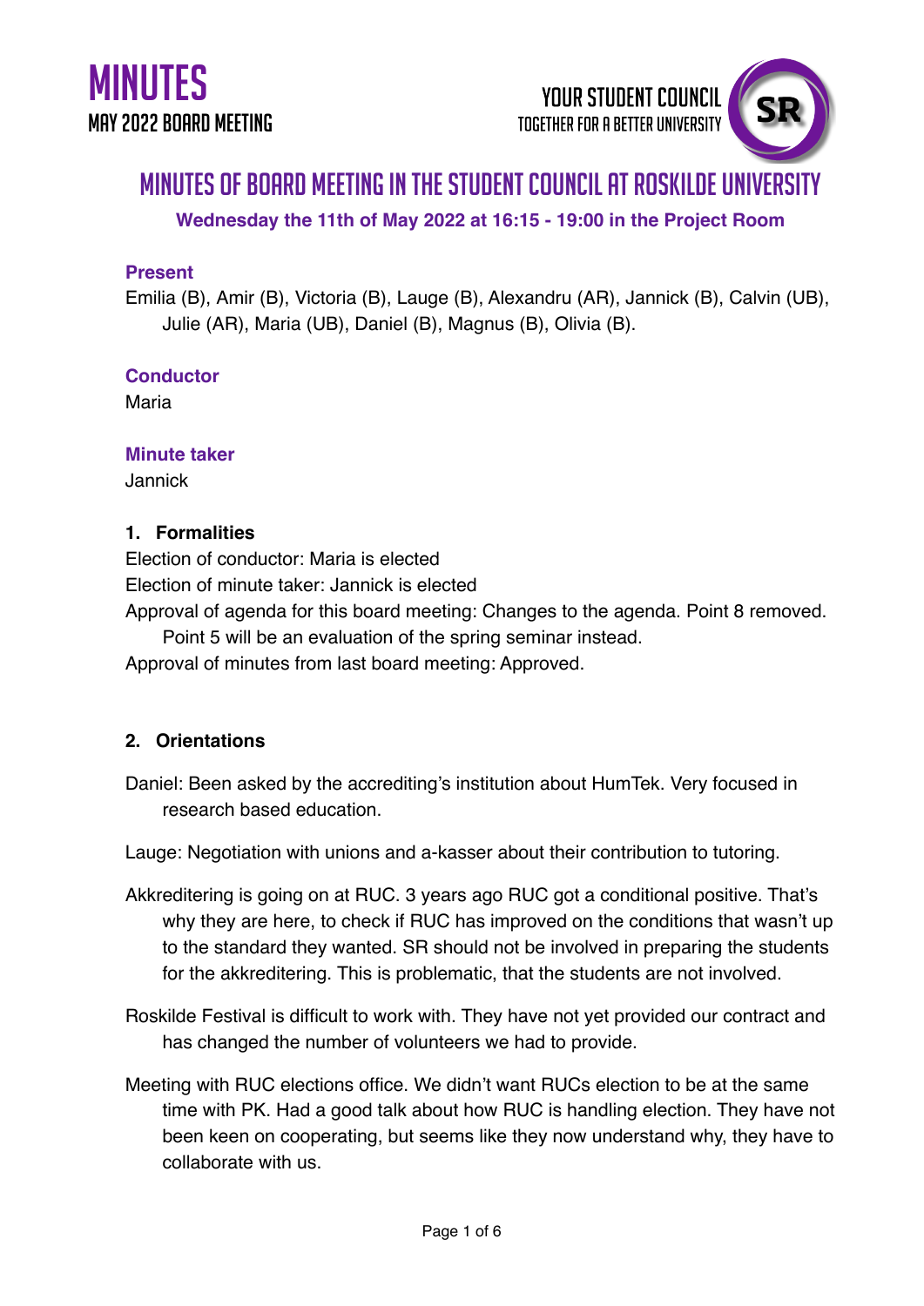// Note: the output was truncated at 4000 characters
# MINUTES

## MAY 2022 BOARD MEETING

YOUR STUDENT COUNCIL
TOGETHER FOR A BETTER UNIVERSITY

# MINUTES OF BOARD MEETING IN THE STUDENT COUNCIL AT ROSKILDE UNIVERSITY

**Wednesday the 11th of May 2022 at 16:15 - 19:00 in the Project Room**

**Present**

Emilia (B), Amir (B), Victoria (B), Lauge (B), Alexandru (AR), Jannick (B), Calvin (UB), Julie (AR), Maria (UB), Daniel (B), Magnus (B), Olivia (B).

**Conductor**

Maria

**Minute taker**

Jannick

**1. Formalities**

Election of conductor: Maria is elected

Election of minute taker: Jannick is elected

Approval of agenda for this board meeting: Changes to the agenda. Point 8 removed. Point 5 will be an evaluation of the spring seminar instead.

Approval of minutes from last board meeting: Approved.

**2. Orientations**

Daniel: Been asked by the accrediting's institution about HumTek. Very focused in research based education.

Lauge: Negotiation with unions and a-kasser about their contribution to tutoring.

Akkreditering is going on at RUC. 3 years ago RUC got a conditional positive. That's why they are here, to check if RUC has improved on the conditions that wasn't up to the standard they wanted. SR should not be involved in preparing the students for the akkreditering. This is problematic, that the students are not involved.

Roskilde Festival is difficult to work with. They have not yet provided our contract and has changed the number of volunteers we had to provide.

Meeting with RUC elections office. We didn't want RUCs election to be at the same time with PK. Had a good talk about how RUC is handling election. They have not been keen on cooperating, but seems like they now understand why, they have to collaborate with us.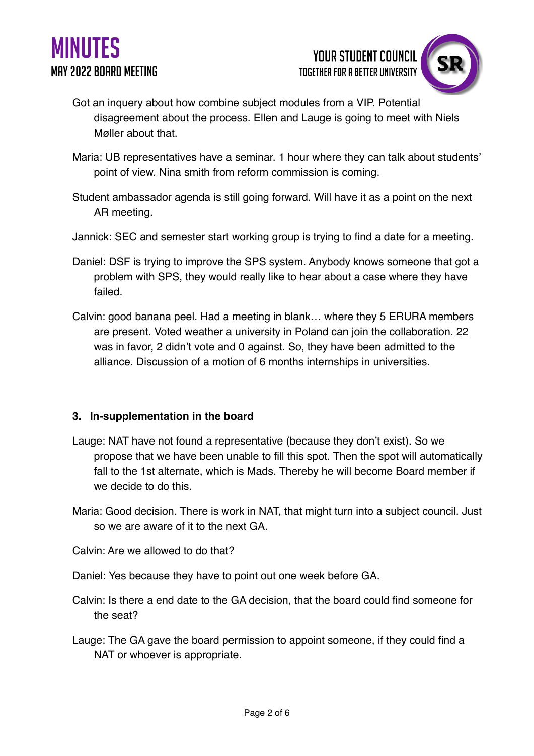Got an inquery about how combine subject modules from a VIP. Potential disagreement about the process. Ellen and Lauge is going to meet with Niels Møller about that.

Maria: UB representatives have a seminar. 1 hour where they can talk about students' point of view. Nina smith from reform commission is coming.

Student ambassador agenda is still going forward. Will have it as a point on the next AR meeting.

Jannick: SEC and semester start working group is trying to find a date for a meeting.

Daniel: DSF is trying to improve the SPS system. Anybody knows someone that got a problem with SPS, they would really like to hear about a case where they have failed.

Calvin: good banana peel. Had a meeting in blank… where they 5 ERURA members are present. Voted weather a university in Poland can join the collaboration. 22 was in favor, 2 didn't vote and 0 against. So, they have been admitted to the alliance. Discussion of a motion of 6 months internships in universities.

### 3. In-supplementation in the board

Lauge: NAT have not found a representative (because they don't exist). So we propose that we have been unable to fill this spot. Then the spot will automatically fall to the 1st alternate, which is Mads. Thereby he will become Board member if we decide to do this.

Maria: Good decision. There is work in NAT, that might turn into a subject council. Just so we are aware of it to the next GA.

Calvin: Are we allowed to do that?

Daniel: Yes because they have to point out one week before GA.

Calvin: Is there a end date to the GA decision, that the board could find someone for the seat?

Lauge: The GA gave the board permission to appoint someone, if they could find a NAT or whoever is appropriate.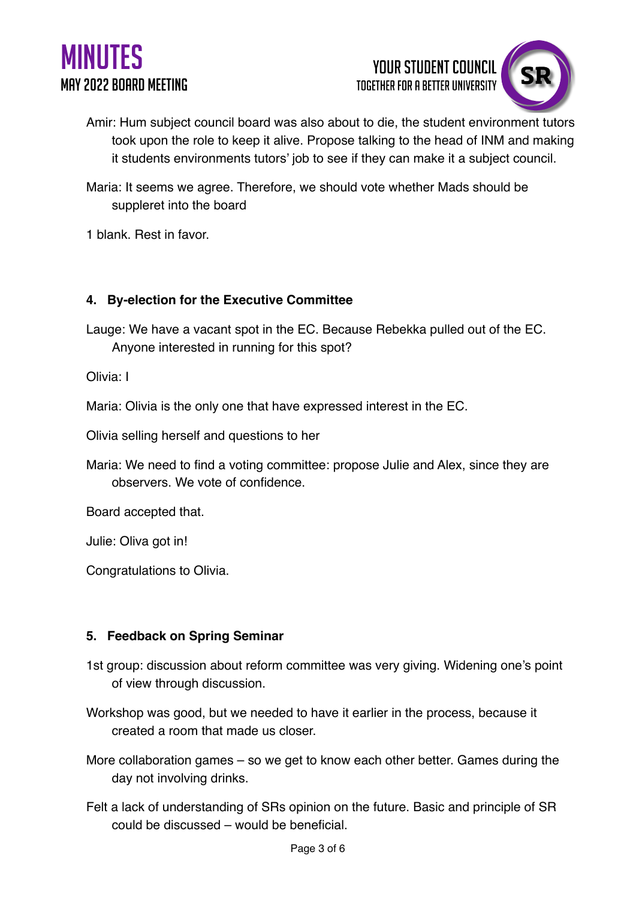Amir: Hum subject council board was also about to die, the student environment tutors took upon the role to keep it alive. Propose talking to the head of INM and making it students environments tutors' job to see if they can make it a subject council.

Maria: It seems we agree. Therefore, we should vote whether Mads should be suppleret into the board

1 blank. Rest in favor.

### 4. By-election for the Executive Committee

Lauge: We have a vacant spot in the EC. Because Rebekka pulled out of the EC. Anyone interested in running for this spot?

Olivia: I

Maria: Olivia is the only one that have expressed interest in the EC.

Olivia selling herself and questions to her

Maria: We need to find a voting committee: propose Julie and Alex, since they are observers. We vote of confidence.

Board accepted that.

Julie: Oliva got in!

Congratulations to Olivia.

### 5. Feedback on Spring Seminar

1st group: discussion about reform committee was very giving. Widening one's point of view through discussion.

Workshop was good, but we needed to have it earlier in the process, because it created a room that made us closer.

More collaboration games – so we get to know each other better. Games during the day not involving drinks.

Felt a lack of understanding of SRs opinion on the future. Basic and principle of SR could be discussed – would be beneficial.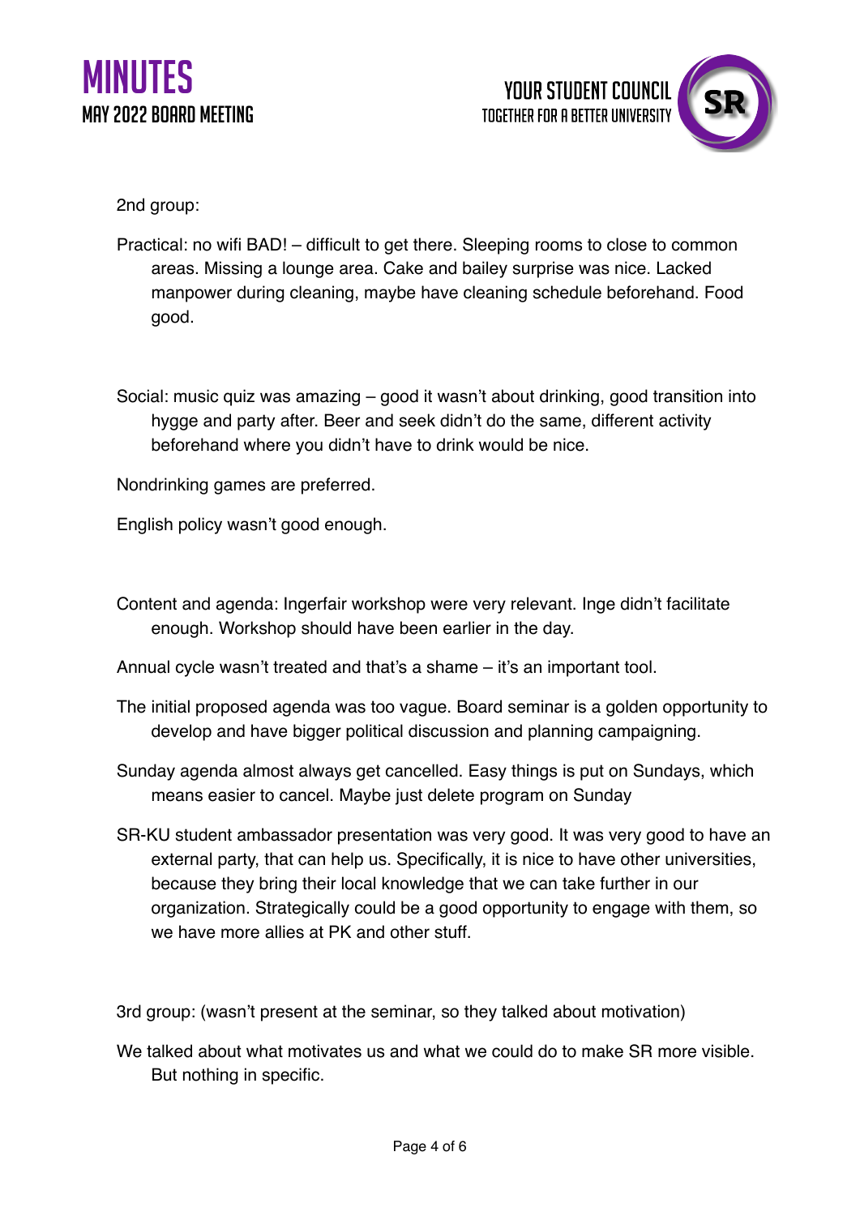2nd group:

Practical: no wifi BAD! – difficult to get there. Sleeping rooms to close to common areas. Missing a lounge area. Cake and bailey surprise was nice. Lacked manpower during cleaning, maybe have cleaning schedule beforehand. Food good.

Social: music quiz was amazing – good it wasn't about drinking, good transition into hygge and party after. Beer and seek didn't do the same, different activity beforehand where you didn't have to drink would be nice.

Nondrinking games are preferred.

English policy wasn't good enough.

Content and agenda: Ingerfair workshop were very relevant. Inge didn't facilitate enough. Workshop should have been earlier in the day.

Annual cycle wasn't treated and that's a shame – it's an important tool.

The initial proposed agenda was too vague. Board seminar is a golden opportunity to develop and have bigger political discussion and planning campaigning.

Sunday agenda almost always get cancelled. Easy things is put on Sundays, which means easier to cancel. Maybe just delete program on Sunday

SR-KU student ambassador presentation was very good. It was very good to have an external party, that can help us. Specifically, it is nice to have other universities, because they bring their local knowledge that we can take further in our organization. Strategically could be a good opportunity to engage with them, so we have more allies at PK and other stuff.

3rd group: (wasn't present at the seminar, so they talked about motivation)

We talked about what motivates us and what we could do to make SR more visible. But nothing in specific.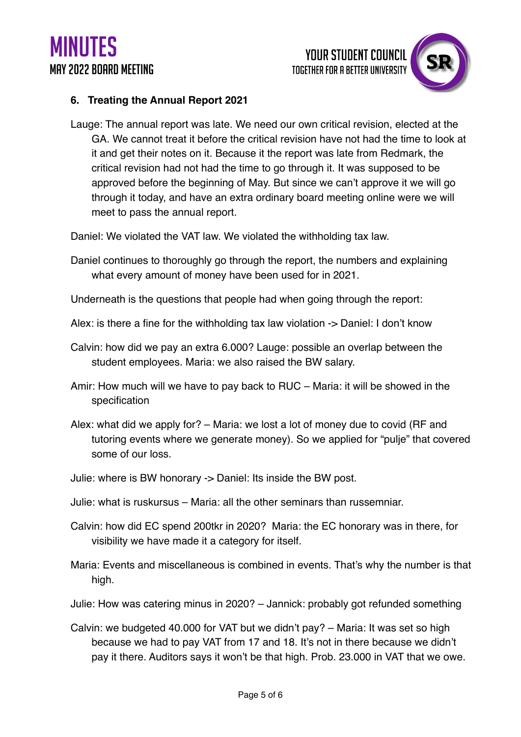### 6. Treating the Annual Report 2021

Lauge: The annual report was late. We need our own critical revision, elected at the GA. We cannot treat it before the critical revision have not had the time to look at it and get their notes on it. Because it the report was late from Redmark, the critical revision had not had the time to go through it. It was supposed to be approved before the beginning of May. But since we can't approve it we will go through it today, and have an extra ordinary board meeting online were we will meet to pass the annual report.

Daniel: We violated the VAT law. We violated the withholding tax law.

Daniel continues to thoroughly go through the report, the numbers and explaining what every amount of money have been used for in 2021.

Underneath is the questions that people had when going through the report:

Alex: is there a fine for the withholding tax law violation -> Daniel: I don't know

Calvin: how did we pay an extra 6.000? Lauge: possible an overlap between the student employees. Maria: we also raised the BW salary.

Amir: How much will we have to pay back to RUC – Maria: it will be showed in the specification

Alex: what did we apply for? – Maria: we lost a lot of money due to covid (RF and tutoring events where we generate money). So we applied for "pulje" that covered some of our loss.

Julie: where is BW honorary -> Daniel: Its inside the BW post.

Julie: what is ruskursus – Maria: all the other seminars than russemniar.

Calvin: how did EC spend 200tkr in 2020? Maria: the EC honorary was in there, for visibility we have made it a category for itself.

Maria: Events and miscellaneous is combined in events. That's why the number is that high.

Julie: How was catering minus in 2020? – Jannick: probably got refunded something

Calvin: we budgeted 40.000 for VAT but we didn't pay? – Maria: It was set so high because we had to pay VAT from 17 and 18. It's not in there because we didn't pay it there. Auditors says it won't be that high. Prob. 23.000 in VAT that we owe.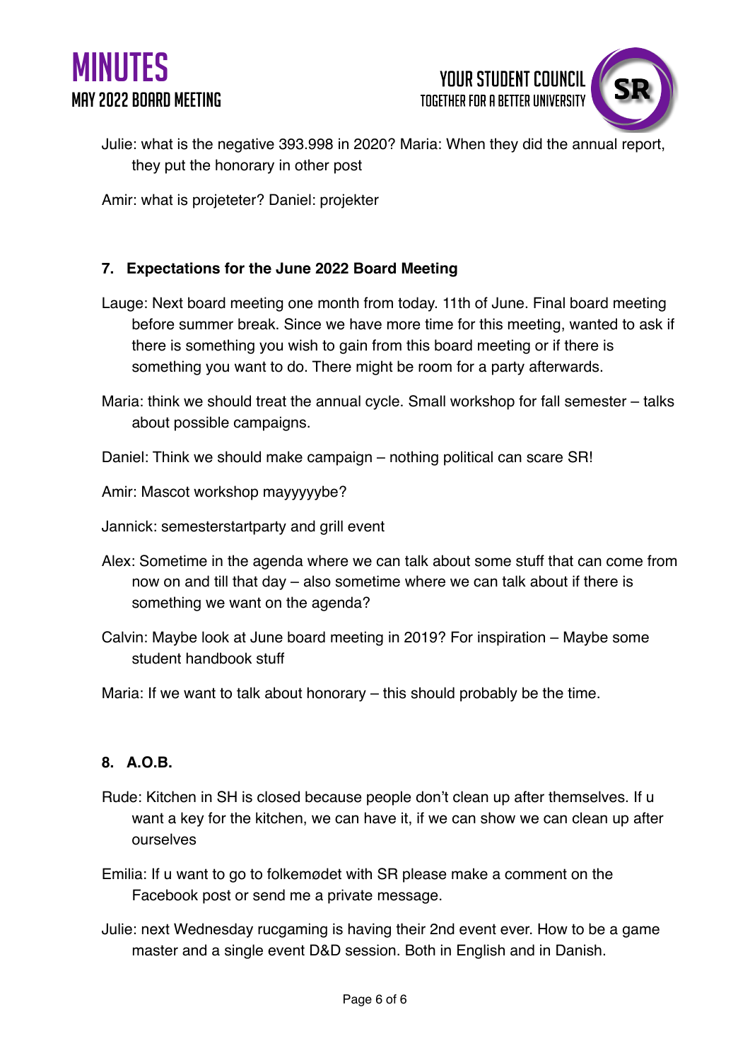Julie: what is the negative 393.998 in 2020? Maria: When they did the annual report, they put the honorary in other post

Amir: what is projeteter? Daniel: projekter

### 7. Expectations for the June 2022 Board Meeting

Lauge: Next board meeting one month from today. 11th of June. Final board meeting before summer break. Since we have more time for this meeting, wanted to ask if there is something you wish to gain from this board meeting or if there is something you want to do. There might be room for a party afterwards.

Maria: think we should treat the annual cycle. Small workshop for fall semester – talks about possible campaigns.

Daniel: Think we should make campaign – nothing political can scare SR!

Amir: Mascot workshop mayyyyybe?

Jannick: semesterstartparty and grill event

Alex: Sometime in the agenda where we can talk about some stuff that can come from now on and till that day – also sometime where we can talk about if there is something we want on the agenda?

Calvin: Maybe look at June board meeting in 2019? For inspiration – Maybe some student handbook stuff

Maria: If we want to talk about honorary – this should probably be the time.

### 8. A.O.B.

Rude: Kitchen in SH is closed because people don't clean up after themselves. If u want a key for the kitchen, we can have it, if we can show we can clean up after ourselves

Emilia: If u want to go to folkemødet with SR please make a comment on the Facebook post or send me a private message.

Julie: next Wednesday rucgaming is having their 2nd event ever. How to be a game master and a single event D&D session. Both in English and in Danish.